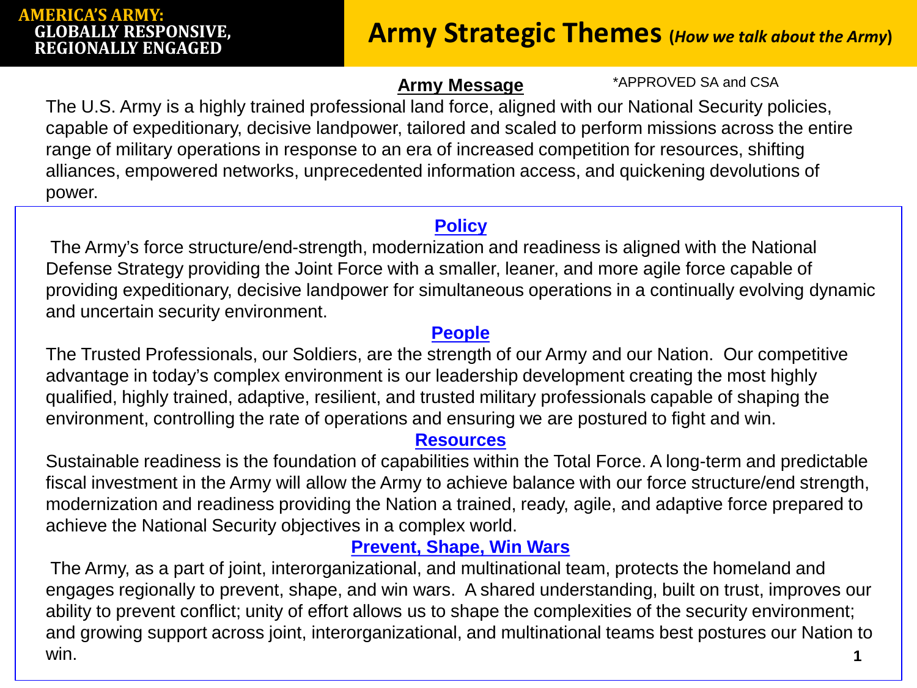**AMERICA'S ARMY: GLOBALLY RESPONSIVE, REGIONALLY ENGAGED**

# Army Strategic Themes (*How we talk about the Army*)

## Army Message

*APPROVED SA and CSA

The U.S. Army is a highly trained professional land force, aligned with our National Security policies, capable of expeditionary, decisive landpower, tailored and scaled to perform missions across the entire range of military operations in response to an era of increased competition for resources, shifting alliances, empowered networks, unprecedented information access, and quickening devolutions of power.

### Policy

The Army's force structure/end-strength, modernization and readiness is aligned with the National Defense Strategy providing the Joint Force with a smaller, leaner, and more agile force capable of providing expeditionary, decisive landpower for simultaneous operations in a continually evolving dynamic and uncertain security environment.

### People

The Trusted Professionals, our Soldiers, are the strength of our Army and our Nation. Our competitive advantage in today's complex environment is our leadership development creating the most highly qualified, highly trained, adaptive, resilient, and trusted military professionals capable of shaping the environment, controlling the rate of operations and ensuring we are postured to fight and win.

### Resources

Sustainable readiness is the foundation of capabilities within the Total Force. A long-term and predictable fiscal investment in the Army will allow the Army to achieve balance with our force structure/end strength, modernization and readiness providing the Nation a trained, ready, agile, and adaptive force prepared to achieve the National Security objectives in a complex world.

### Prevent, Shape, Win Wars

The Army, as a part of joint, interorganizational, and multinational team, protects the homeland and engages regionally to prevent, shape, and win wars. A shared understanding, built on trust, improves our ability to prevent conflict; unity of effort allows us to shape the complexities of the security environment; and growing support across joint, interorganizational, and multinational teams best postures our Nation to win.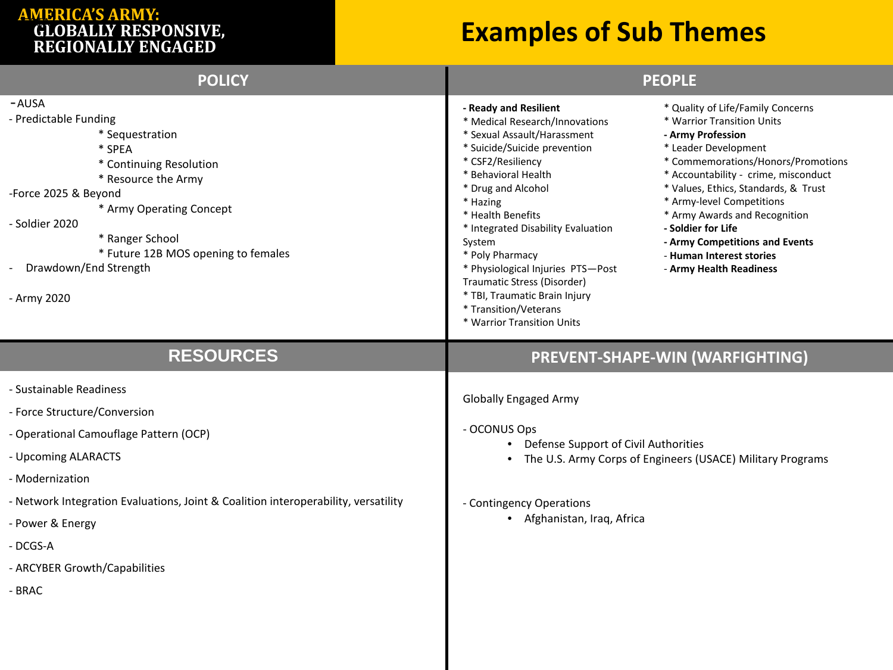# AMERICA'S ARMY: GLOBALLY RESPONSIVE, REGIONALLY ENGAGED

# Examples of Sub Themes

## POLICY

- AUSA
- Predictable Funding
  * Sequestration
  * SPEA
  * Continuing Resolution
  * Resource the Army
- Force 2025 & Beyond
  * Army Operating Concept
- Soldier 2020
  * Ranger School
  * Future 12B MOS opening to females
- Drawdown/End Strength
- Army 2020

## PEOPLE

**- Ready and Resilient**
* Medical Research/Innovations
* Sexual Assault/Harassment
* Suicide/Suicide prevention
* CSF2/Resiliency
* Behavioral Health
* Drug and Alcohol
* Hazing
* Health Benefits
* Integrated Disability Evaluation System
* Poly Pharmacy
* Physiological Injuries PTS—Post Traumatic Stress (Disorder)
* TBI, Traumatic Brain Injury
* Transition/Veterans
* Warrior Transition Units
* Quality of Life/Family Concerns
* Warrior Transition Units

**- Army Profession**
* Leader Development
* Commemorations/Honors/Promotions
* Accountability - crime, misconduct
* Values, Ethics, Standards, & Trust
* Army-level Competitions
* Army Awards and Recognition

**- Soldier for Life**

**- Army Competitions and Events**

- **Human Interest stories**
- **Army Health Readiness**

## RESOURCES

- Sustainable Readiness
- Force Structure/Conversion
- Operational Camouflage Pattern (OCP)
- Upcoming ALARACTS
- Modernization
- Network Integration Evaluations, Joint & Coalition interoperability, versatility
- Power & Energy
- DCGS-A
- ARCYBER Growth/Capabilities
- BRAC

## PREVENT-SHAPE-WIN (WARFIGHTING)

Globally Engaged Army

- OCONUS Ops
  - Defense Support of Civil Authorities
  - The U.S. Army Corps of Engineers (USACE) Military Programs
- Contingency Operations
  - Afghanistan, Iraq, Africa